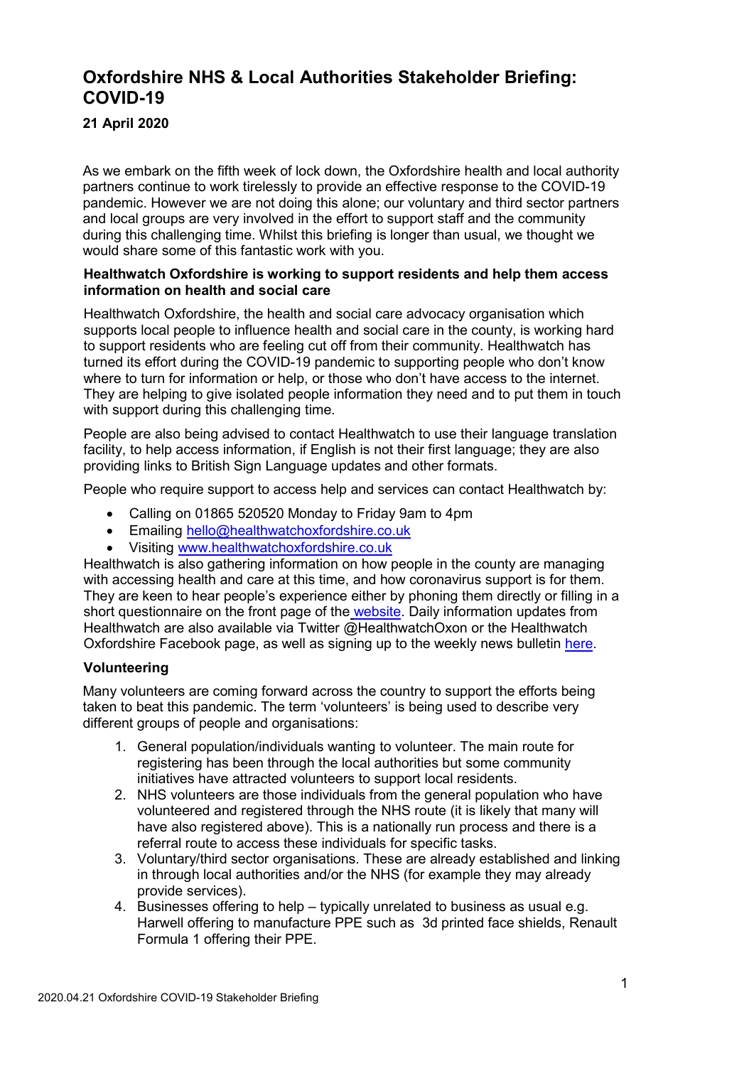# Oxfordshire NHS & Local Authorities Stakeholder Briefing: COVID-19

**21 April 2020**

As we embark on the fifth week of lock down, the Oxfordshire health and local authority partners continue to work tirelessly to provide an effective response to the COVID-19 pandemic. However we are not doing this alone; our voluntary and third sector partners and local groups are very involved in the effort to support staff and the community during this challenging time. Whilst this briefing is longer than usual, we thought we would share some of this fantastic work with you.

**Healthwatch Oxfordshire is working to support residents and help them access information on health and social care**

Healthwatch Oxfordshire, the health and social care advocacy organisation which supports local people to influence health and social care in the county, is working hard to support residents who are feeling cut off from their community. Healthwatch has turned its effort during the COVID-19 pandemic to supporting people who don't know where to turn for information or help, or those who don't have access to the internet. They are helping to give isolated people information they need and to put them in touch with support during this challenging time.

People are also being advised to contact Healthwatch to use their language translation facility, to help access information, if English is not their first language; they are also providing links to British Sign Language updates and other formats.

People who require support to access help and services can contact Healthwatch by:

- Calling on 01865 520520 Monday to Friday 9am to 4pm
- Emailing hello@healthwatchoxfordshire.co.uk
- Visiting www.healthwatchoxfordshire.co.uk

Healthwatch is also gathering information on how people in the county are managing with accessing health and care at this time, and how coronavirus support is for them. They are keen to hear people's experience either by phoning them directly or filling in a short questionnaire on the front page of the website. Daily information updates from Healthwatch are also available via Twitter @HealthwatchOxon or the Healthwatch Oxfordshire Facebook page, as well as signing up to the weekly news bulletin here.

**Volunteering**

Many volunteers are coming forward across the country to support the efforts being taken to beat this pandemic. The term 'volunteers' is being used to describe very different groups of people and organisations:

1. General population/individuals wanting to volunteer. The main route for registering has been through the local authorities but some community initiatives have attracted volunteers to support local residents.
2. NHS volunteers are those individuals from the general population who have volunteered and registered through the NHS route (it is likely that many will have also registered above). This is a nationally run process and there is a referral route to access these individuals for specific tasks.
3. Voluntary/third sector organisations. These are already established and linking in through local authorities and/or the NHS (for example they may already provide services).
4. Businesses offering to help – typically unrelated to business as usual e.g. Harwell offering to manufacture PPE such as 3d printed face shields, Renault Formula 1 offering their PPE.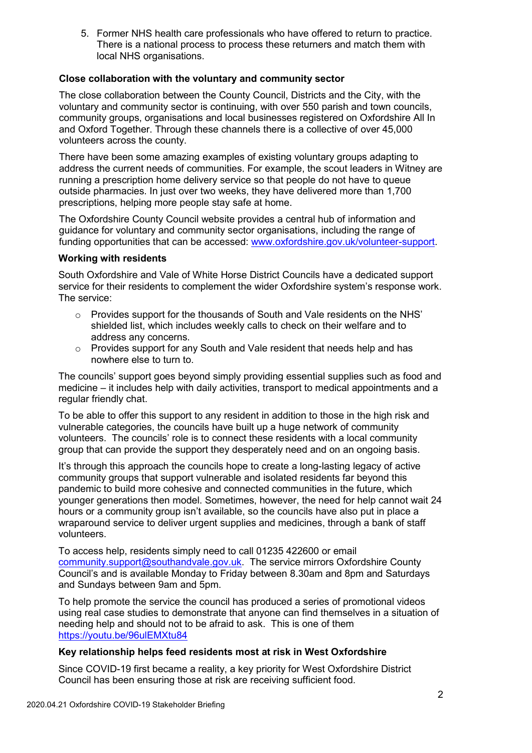5. Former NHS health care professionals who have offered to return to practice. There is a national process to process these returners and match them with local NHS organisations.

**Close collaboration with the voluntary and community sector**

The close collaboration between the County Council, Districts and the City, with the voluntary and community sector is continuing, with over 550 parish and town councils, community groups, organisations and local businesses registered on Oxfordshire All In and Oxford Together. Through these channels there is a collective of over 45,000 volunteers across the county.

There have been some amazing examples of existing voluntary groups adapting to address the current needs of communities. For example, the scout leaders in Witney are running a prescription home delivery service so that people do not have to queue outside pharmacies. In just over two weeks, they have delivered more than 1,700 prescriptions, helping more people stay safe at home.

The Oxfordshire County Council website provides a central hub of information and guidance for voluntary and community sector organisations, including the range of funding opportunities that can be accessed: www.oxfordshire.gov.uk/volunteer-support.

**Working with residents**

South Oxfordshire and Vale of White Horse District Councils have a dedicated support service for their residents to complement the wider Oxfordshire system's response work. The service:

- Provides support for the thousands of South and Vale residents on the NHS' shielded list, which includes weekly calls to check on their welfare and to address any concerns.
- Provides support for any South and Vale resident that needs help and has nowhere else to turn to.

The councils' support goes beyond simply providing essential supplies such as food and medicine – it includes help with daily activities, transport to medical appointments and a regular friendly chat.

To be able to offer this support to any resident in addition to those in the high risk and vulnerable categories, the councils have built up a huge network of community volunteers. The councils' role is to connect these residents with a local community group that can provide the support they desperately need and on an ongoing basis.

It's through this approach the councils hope to create a long-lasting legacy of active community groups that support vulnerable and isolated residents far beyond this pandemic to build more cohesive and connected communities in the future, which younger generations then model. Sometimes, however, the need for help cannot wait 24 hours or a community group isn't available, so the councils have also put in place a wraparound service to deliver urgent supplies and medicines, through a bank of staff volunteers.

To access help, residents simply need to call 01235 422600 or email community.support@southandvale.gov.uk. The service mirrors Oxfordshire County Council's and is available Monday to Friday between 8.30am and 8pm and Saturdays and Sundays between 9am and 5pm.

To help promote the service the council has produced a series of promotional videos using real case studies to demonstrate that anyone can find themselves in a situation of needing help and should not to be afraid to ask. This is one of them https://youtu.be/96ulEMXtu84

**Key relationship helps feed residents most at risk in West Oxfordshire**

Since COVID-19 first became a reality, a key priority for West Oxfordshire District Council has been ensuring those at risk are receiving sufficient food.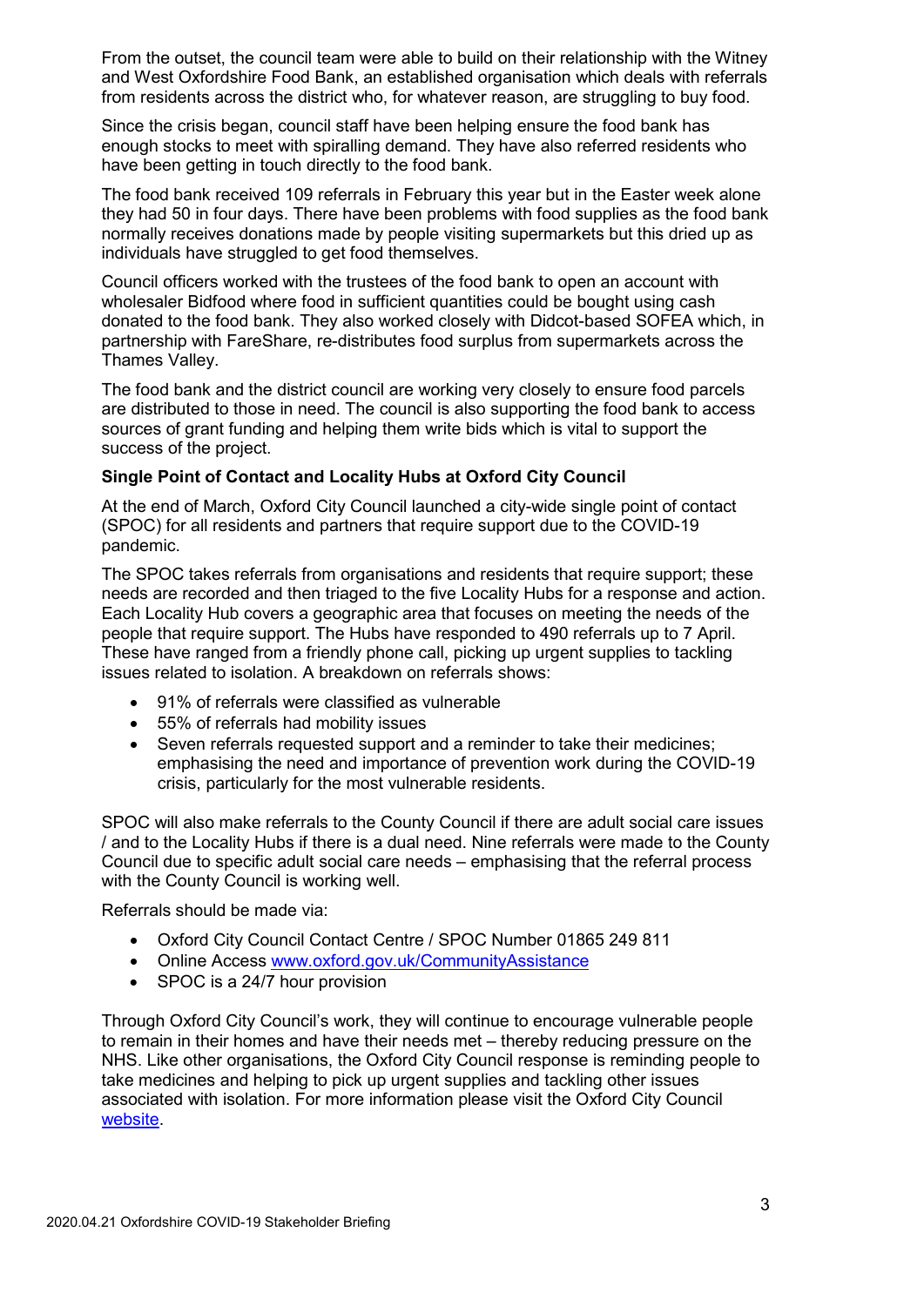From the outset, the council team were able to build on their relationship with the Witney and West Oxfordshire Food Bank, an established organisation which deals with referrals from residents across the district who, for whatever reason, are struggling to buy food.

Since the crisis began, council staff have been helping ensure the food bank has enough stocks to meet with spiralling demand. They have also referred residents who have been getting in touch directly to the food bank.

The food bank received 109 referrals in February this year but in the Easter week alone they had 50 in four days. There have been problems with food supplies as the food bank normally receives donations made by people visiting supermarkets but this dried up as individuals have struggled to get food themselves.

Council officers worked with the trustees of the food bank to open an account with wholesaler Bidfood where food in sufficient quantities could be bought using cash donated to the food bank. They also worked closely with Didcot-based SOFEA which, in partnership with FareShare, re-distributes food surplus from supermarkets across the Thames Valley.

The food bank and the district council are working very closely to ensure food parcels are distributed to those in need. The council is also supporting the food bank to access sources of grant funding and helping them write bids which is vital to support the success of the project.

**Single Point of Contact and Locality Hubs at Oxford City Council**

At the end of March, Oxford City Council launched a city-wide single point of contact (SPOC) for all residents and partners that require support due to the COVID-19 pandemic.

The SPOC takes referrals from organisations and residents that require support; these needs are recorded and then triaged to the five Locality Hubs for a response and action. Each Locality Hub covers a geographic area that focuses on meeting the needs of the people that require support. The Hubs have responded to 490 referrals up to 7 April. These have ranged from a friendly phone call, picking up urgent supplies to tackling issues related to isolation. A breakdown on referrals shows:

- 91% of referrals were classified as vulnerable
- 55% of referrals had mobility issues
- Seven referrals requested support and a reminder to take their medicines; emphasising the need and importance of prevention work during the COVID-19 crisis, particularly for the most vulnerable residents.

SPOC will also make referrals to the County Council if there are adult social care issues / and to the Locality Hubs if there is a dual need. Nine referrals were made to the County Council due to specific adult social care needs – emphasising that the referral process with the County Council is working well.

Referrals should be made via:

- Oxford City Council Contact Centre / SPOC Number 01865 249 811
- Online Access [www.oxford.gov.uk/CommunityAssistance](http://www.oxford.gov.uk/CommunityAssistance)
- SPOC is a 24/7 hour provision

Through Oxford City Council's work, they will continue to encourage vulnerable people to remain in their homes and have their needs met – thereby reducing pressure on the NHS. Like other organisations, the Oxford City Council response is reminding people to take medicines and helping to pick up urgent supplies and tackling other issues associated with isolation. For more information please visit the Oxford City Council website.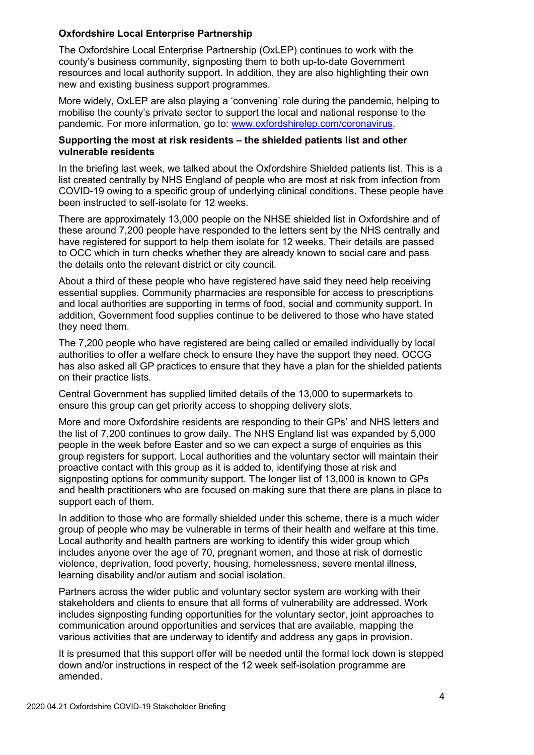**Oxfordshire Local Enterprise Partnership**

The Oxfordshire Local Enterprise Partnership (OxLEP) continues to work with the county's business community, signposting them to both up-to-date Government resources and local authority support. In addition, they are also highlighting their own new and existing business support programmes.

More widely, OxLEP are also playing a 'convening' role during the pandemic, helping to mobilise the county's private sector to support the local and national response to the pandemic. For more information, go to: www.oxfordshirelep.com/coronavirus.

**Supporting the most at risk residents – the shielded patients list and other vulnerable residents**

In the briefing last week, we talked about the Oxfordshire Shielded patients list. This is a list created centrally by NHS England of people who are most at risk from infection from COVID-19 owing to a specific group of underlying clinical conditions. These people have been instructed to self-isolate for 12 weeks.

There are approximately 13,000 people on the NHSE shielded list in Oxfordshire and of these around 7,200 people have responded to the letters sent by the NHS centrally and have registered for support to help them isolate for 12 weeks. Their details are passed to OCC which in turn checks whether they are already known to social care and pass the details onto the relevant district or city council.

About a third of these people who have registered have said they need help receiving essential supplies. Community pharmacies are responsible for access to prescriptions and local authorities are supporting in terms of food, social and community support. In addition, Government food supplies continue to be delivered to those who have stated they need them.

The 7,200 people who have registered are being called or emailed individually by local authorities to offer a welfare check to ensure they have the support they need. OCCG has also asked all GP practices to ensure that they have a plan for the shielded patients on their practice lists.

Central Government has supplied limited details of the 13,000 to supermarkets to ensure this group can get priority access to shopping delivery slots.

More and more Oxfordshire residents are responding to their GPs' and NHS letters and the list of 7,200 continues to grow daily. The NHS England list was expanded by 5,000 people in the week before Easter and so we can expect a surge of enquiries as this group registers for support. Local authorities and the voluntary sector will maintain their proactive contact with this group as it is added to, identifying those at risk and signposting options for community support. The longer list of 13,000 is known to GPs and health practitioners who are focused on making sure that there are plans in place to support each of them.

In addition to those who are formally shielded under this scheme, there is a much wider group of people who may be vulnerable in terms of their health and welfare at this time. Local authority and health partners are working to identify this wider group which includes anyone over the age of 70, pregnant women, and those at risk of domestic violence, deprivation, food poverty, housing, homelessness, severe mental illness, learning disability and/or autism and social isolation.

Partners across the wider public and voluntary sector system are working with their stakeholders and clients to ensure that all forms of vulnerability are addressed. Work includes signposting funding opportunities for the voluntary sector, joint approaches to communication around opportunities and services that are available, mapping the various activities that are underway to identify and address any gaps in provision.

It is presumed that this support offer will be needed until the formal lock down is stepped down and/or instructions in respect of the 12 week self-isolation programme are amended.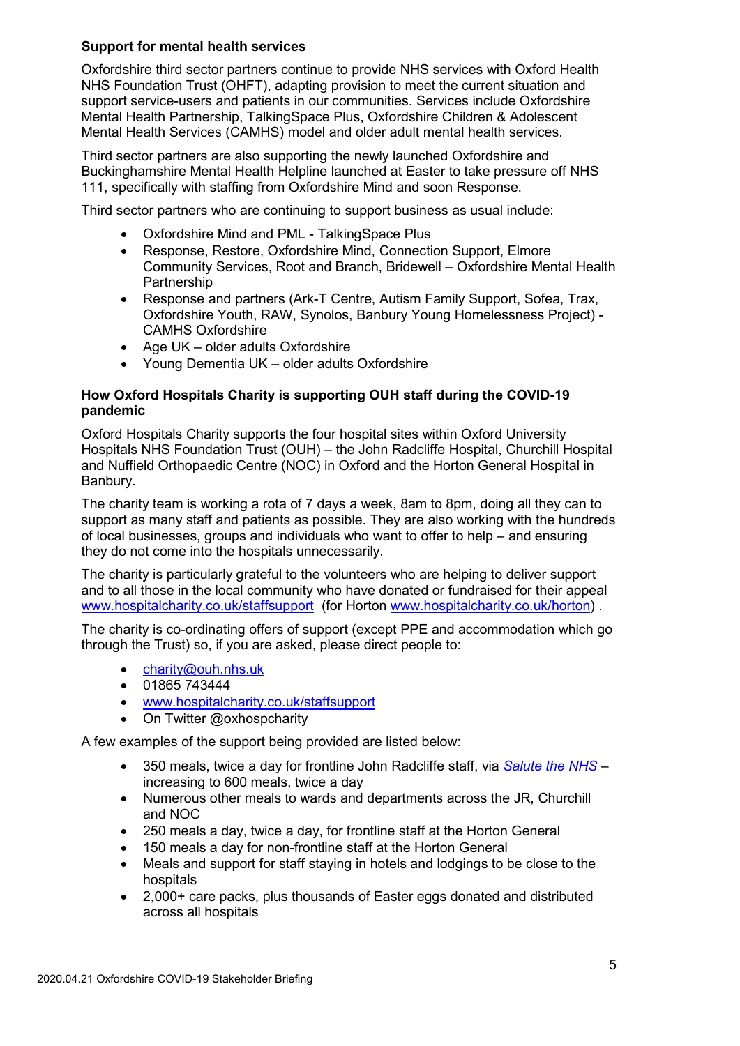**Support for mental health services**

Oxfordshire third sector partners continue to provide NHS services with Oxford Health NHS Foundation Trust (OHFT), adapting provision to meet the current situation and support service-users and patients in our communities. Services include Oxfordshire Mental Health Partnership, TalkingSpace Plus, Oxfordshire Children & Adolescent Mental Health Services (CAMHS) model and older adult mental health services.

Third sector partners are also supporting the newly launched Oxfordshire and Buckinghamshire Mental Health Helpline launched at Easter to take pressure off NHS 111, specifically with staffing from Oxfordshire Mind and soon Response.

Third sector partners who are continuing to support business as usual include:

- Oxfordshire Mind and PML - TalkingSpace Plus
- Response, Restore, Oxfordshire Mind, Connection Support, Elmore Community Services, Root and Branch, Bridewell – Oxfordshire Mental Health Partnership
- Response and partners (Ark-T Centre, Autism Family Support, Sofea, Trax, Oxfordshire Youth, RAW, Synolos, Banbury Young Homelessness Project) - CAMHS Oxfordshire
- Age UK – older adults Oxfordshire
- Young Dementia UK – older adults Oxfordshire

**How Oxford Hospitals Charity is supporting OUH staff during the COVID-19 pandemic**

Oxford Hospitals Charity supports the four hospital sites within Oxford University Hospitals NHS Foundation Trust (OUH) – the John Radcliffe Hospital, Churchill Hospital and Nuffield Orthopaedic Centre (NOC) in Oxford and the Horton General Hospital in Banbury.

The charity team is working a rota of 7 days a week, 8am to 8pm, doing all they can to support as many staff and patients as possible. They are also working with the hundreds of local businesses, groups and individuals who want to offer to help – and ensuring they do not come into the hospitals unnecessarily.

The charity is particularly grateful to the volunteers who are helping to deliver support and to all those in the local community who have donated or fundraised for their appeal www.hospitalcharity.co.uk/staffsupport (for Horton www.hospitalcharity.co.uk/horton) .

The charity is co-ordinating offers of support (except PPE and accommodation which go through the Trust) so, if you are asked, please direct people to:

- charity@ouh.nhs.uk
- 01865 743444
- www.hospitalcharity.co.uk/staffsupport
- On Twitter @oxhospcharity

A few examples of the support being provided are listed below:

- 350 meals, twice a day for frontline John Radcliffe staff, via *Salute the NHS* – increasing to 600 meals, twice a day
- Numerous other meals to wards and departments across the JR, Churchill and NOC
- 250 meals a day, twice a day, for frontline staff at the Horton General
- 150 meals a day for non-frontline staff at the Horton General
- Meals and support for staff staying in hotels and lodgings to be close to the hospitals
- 2,000+ care packs, plus thousands of Easter eggs donated and distributed across all hospitals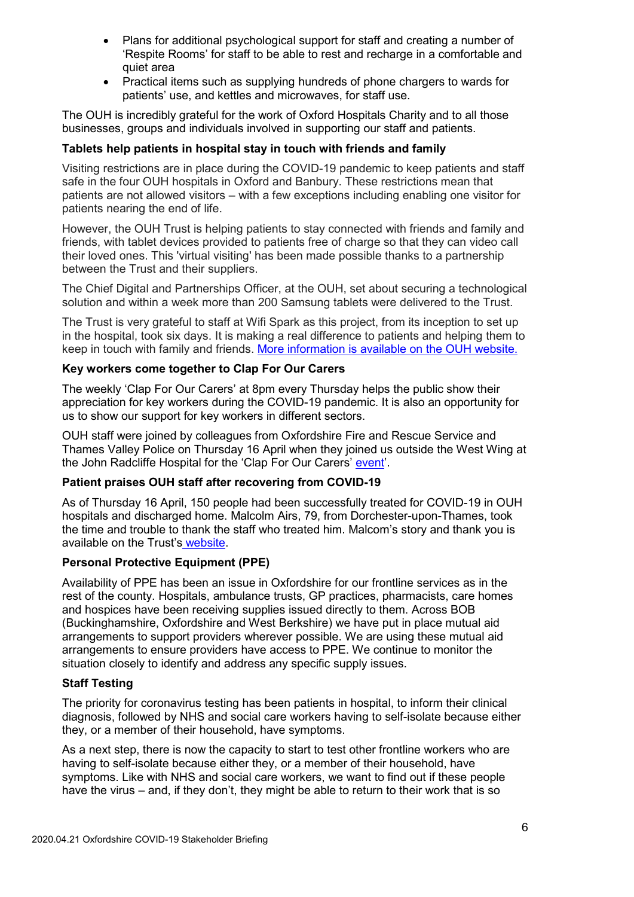- Plans for additional psychological support for staff and creating a number of 'Respite Rooms' for staff to be able to rest and recharge in a comfortable and quiet area
- Practical items such as supplying hundreds of phone chargers to wards for patients' use, and kettles and microwaves, for staff use.

The OUH is incredibly grateful for the work of Oxford Hospitals Charity and to all those businesses, groups and individuals involved in supporting our staff and patients.

**Tablets help patients in hospital stay in touch with friends and family**

Visiting restrictions are in place during the COVID-19 pandemic to keep patients and staff safe in the four OUH hospitals in Oxford and Banbury. These restrictions mean that patients are not allowed visitors – with a few exceptions including enabling one visitor for patients nearing the end of life.

However, the OUH Trust is helping patients to stay connected with friends and family and friends, with tablet devices provided to patients free of charge so that they can video call their loved ones. This 'virtual visiting' has been made possible thanks to a partnership between the Trust and their suppliers.

The Chief Digital and Partnerships Officer, at the OUH, set about securing a technological solution and within a week more than 200 Samsung tablets were delivered to the Trust.

The Trust is very grateful to staff at Wifi Spark as this project, from its inception to set up in the hospital, took six days. It is making a real difference to patients and helping them to keep in touch with family and friends. More information is available on the OUH website.

**Key workers come together to Clap For Our Carers**

The weekly 'Clap For Our Carers' at 8pm every Thursday helps the public show their appreciation for key workers during the COVID-19 pandemic. It is also an opportunity for us to show our support for key workers in different sectors.

OUH staff were joined by colleagues from Oxfordshire Fire and Rescue Service and Thames Valley Police on Thursday 16 April when they joined us outside the West Wing at the John Radcliffe Hospital for the 'Clap For Our Carers' event'.

**Patient praises OUH staff after recovering from COVID-19**

As of Thursday 16 April, 150 people had been successfully treated for COVID-19 in OUH hospitals and discharged home. Malcolm Airs, 79, from Dorchester-upon-Thames, took the time and trouble to thank the staff who treated him. Malcom's story and thank you is available on the Trust's website.

**Personal Protective Equipment (PPE)**

Availability of PPE has been an issue in Oxfordshire for our frontline services as in the rest of the county. Hospitals, ambulance trusts, GP practices, pharmacists, care homes and hospices have been receiving supplies issued directly to them. Across BOB (Buckinghamshire, Oxfordshire and West Berkshire) we have put in place mutual aid arrangements to support providers wherever possible. We are using these mutual aid arrangements to ensure providers have access to PPE. We continue to monitor the situation closely to identify and address any specific supply issues.

**Staff Testing**

The priority for coronavirus testing has been patients in hospital, to inform their clinical diagnosis, followed by NHS and social care workers having to self-isolate because either they, or a member of their household, have symptoms.

As a next step, there is now the capacity to start to test other frontline workers who are having to self-isolate because either they, or a member of their household, have symptoms. Like with NHS and social care workers, we want to find out if these people have the virus – and, if they don't, they might be able to return to their work that is so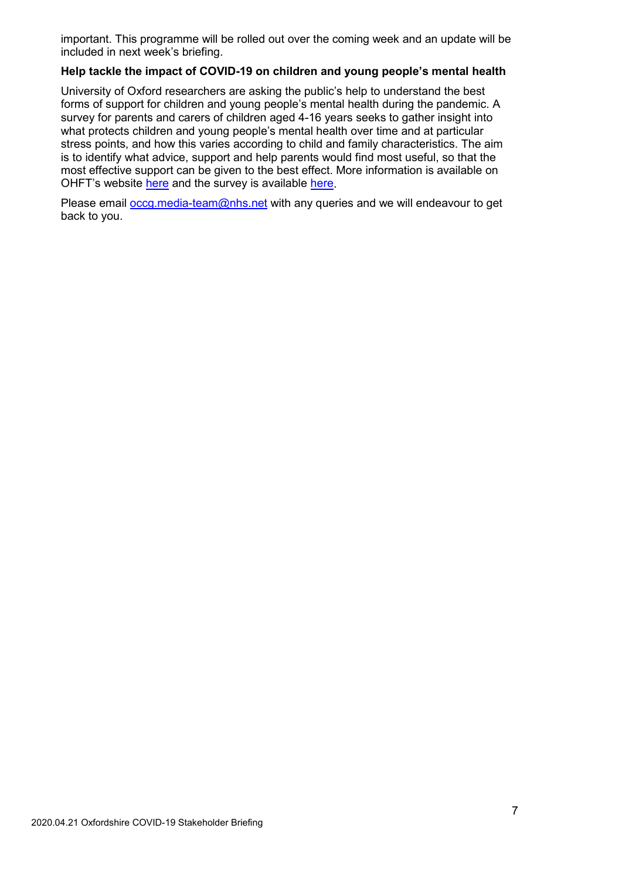important. This programme will be rolled out over the coming week and an update will be included in next week's briefing.

**Help tackle the impact of COVID-19 on children and young people's mental health**

University of Oxford researchers are asking the public's help to understand the best forms of support for children and young people's mental health during the pandemic. A survey for parents and carers of children aged 4-16 years seeks to gather insight into what protects children and young people's mental health over time and at particular stress points, and how this varies according to child and family characteristics. The aim is to identify what advice, support and help parents would find most useful, so that the most effective support can be given to the best effect. More information is available on OHFT's website here and the survey is available here.

Please email occg.media-team@nhs.net with any queries and we will endeavour to get back to you.